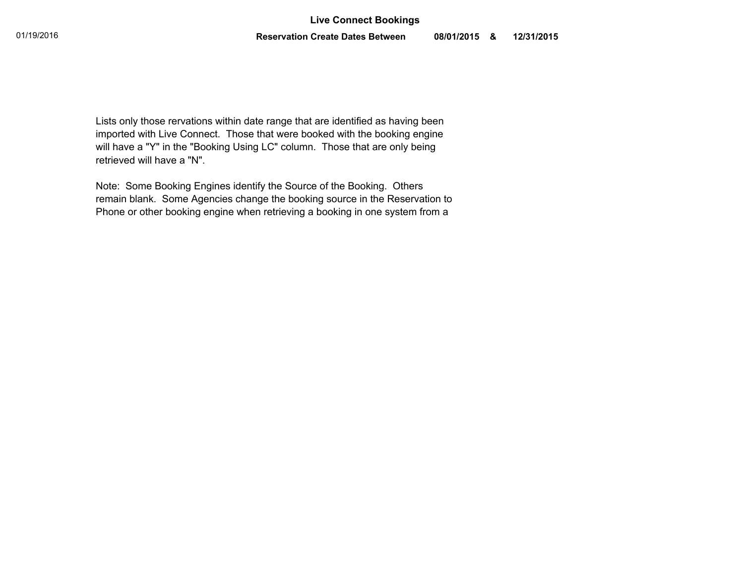# Live Connect Bookings

01/19/2016

**Reservation Create Dates Between 08/01/2015 & 12/31/2015**

Lists only those rervations within date range that are identified as having been imported with Live Connect. Those that were booked with the booking engine will have a "Y" in the "Booking Using LC" column. Those that are only being retrieved will have a "N".

Note: Some Booking Engines identify the Source of the Booking. Others remain blank. Some Agencies change the booking source in the Reservation to Phone or other booking engine when retrieving a booking in one system from a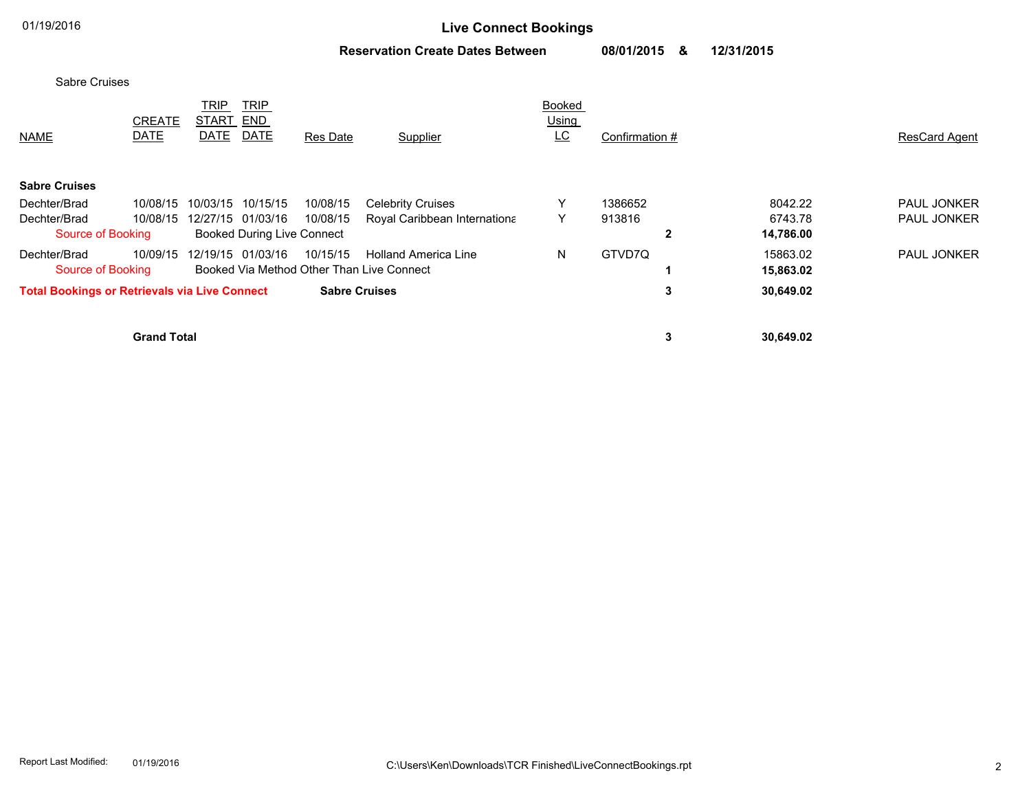01/19/2016

# Live Connect Bookings

**Reservation Create Dates Between 08/01/2015 & 12/31/2015**

Sabre Cruises

| NAME | CREATE DATE | TRIP START DATE | TRIP END DATE | Res Date | Supplier | Booked Using LC | Confirmation # | | | ResCard Agent |
|---|---|---|---|---|---|---|---|---|---|---|
| **Sabre Cruises** | | | | | | | | | | |
| Dechter/Brad | 10/08/15 | 10/03/15 | 10/15/15 | 10/08/15 | Celebrity Cruises | Y | 1386652 | | 8042.22 | PAUL JONKER |
| Dechter/Brad | 10/08/15 | 12/27/15 | 01/03/16 | 10/08/15 | Royal Caribbean Internationa | Y | 913816 | | 6743.78 | PAUL JONKER |
| Source of Booking | | Booked During Live Connect | | | | | | **2** | **14,786.00** | |
| Dechter/Brad | 10/09/15 | 12/19/15 | 01/03/16 | 10/15/15 | Holland America Line | N | GTVD7Q | | 15863.02 | PAUL JONKER |
| Source of Booking | | Booked Via Method Other Than Live Connect | | | | | | **1** | **15,863.02** | |
| **Total Bookings or Retrievals via Live Connect** | | | | **Sabre Cruises** | | | | **3** | **30,649.02** | |
| | **Grand Total** | | | | | | | **3** | **30,649.02** | |

Report Last Modified: 01/19/2016 C:\Users\Ken\Downloads\TCR Finished\LiveConnectBookings.rpt